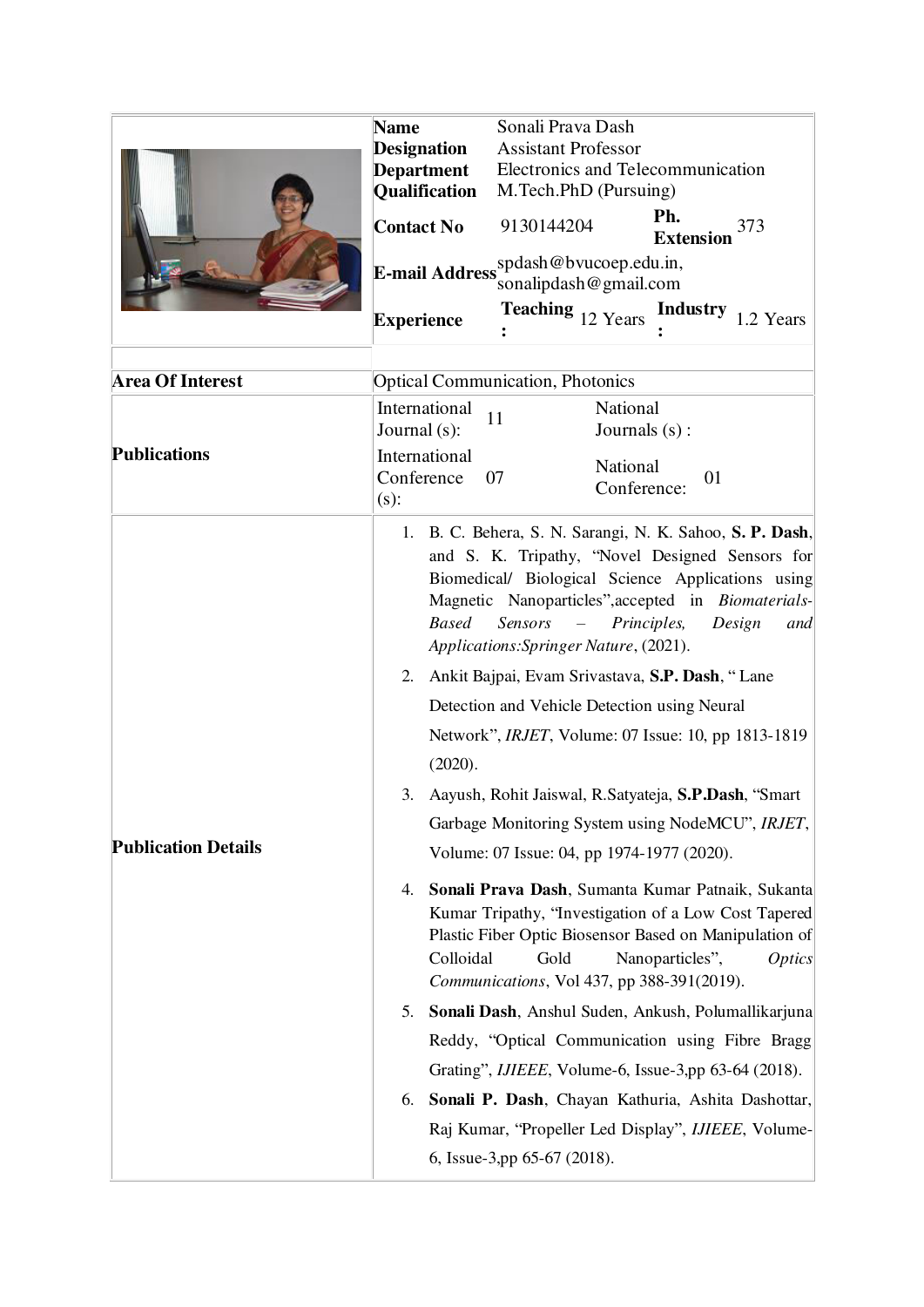| | | | | |
|---|---|---|---|---|
| **Name** | Sonali Prava Dash | | | |
| **Designation** | Assistant Professor | | | |
| **Department** | Electronics and Telecommunication | | | |
| **Qualification** | M.Tech.PhD (Pursuing) | | | |
| **Contact No** | 9130144204 | **Ph. Extension** | 373 | |
| **E-mail Address** | spdash@bvucoep.edu.in, sonalipdash@gmail.com | | | |
| **Experience** | **Teaching :** 12 Years | **Industry :** 1.2 Years | | |

| | | | | |
|---|---|---|---|---|
| **Area Of Interest** | Optical Communication, Photonics | | | |
| **Publications** | International Journal (s): | 11 | National Journals (s) : | |
| | International Conference (s): | 07 | National Conference: | 01 |

**Publication Details**

1. B. C. Behera, S. N. Sarangi, N. K. Sahoo, **S. P. Dash**, and S. K. Tripathy, "Novel Designed Sensors for Biomedical/ Biological Science Applications using Magnetic Nanoparticles",accepted in *Biomaterials-Based Sensors – Principles, Design and Applications:Springer Nature*, (2021).
2. Ankit Bajpai, Evam Srivastava, **S.P. Dash**, " Lane Detection and Vehicle Detection using Neural Network", *IRJET*, Volume: 07 Issue: 10, pp 1813-1819 (2020).
3. Aayush, Rohit Jaiswal, R.Satyateja, **S.P.Dash**, "Smart Garbage Monitoring System using NodeMCU", *IRJET*, Volume: 07 Issue: 04, pp 1974-1977 (2020).
4. **Sonali Prava Dash**, Sumanta Kumar Patnaik, Sukanta Kumar Tripathy, "Investigation of a Low Cost Tapered Plastic Fiber Optic Biosensor Based on Manipulation of Colloidal Gold Nanoparticles", *Optics Communications*, Vol 437, pp 388-391(2019).
5. **Sonali Dash**, Anshul Suden, Ankush, Polumallikarjuna Reddy, "Optical Communication using Fibre Bragg Grating", *IJIEEE*, Volume-6, Issue-3,pp 63-64 (2018).
6. **Sonali P. Dash**, Chayan Kathuria, Ashita Dashottar, Raj Kumar, "Propeller Led Display", *IJIEEE*, Volume-6, Issue-3,pp 65-67 (2018).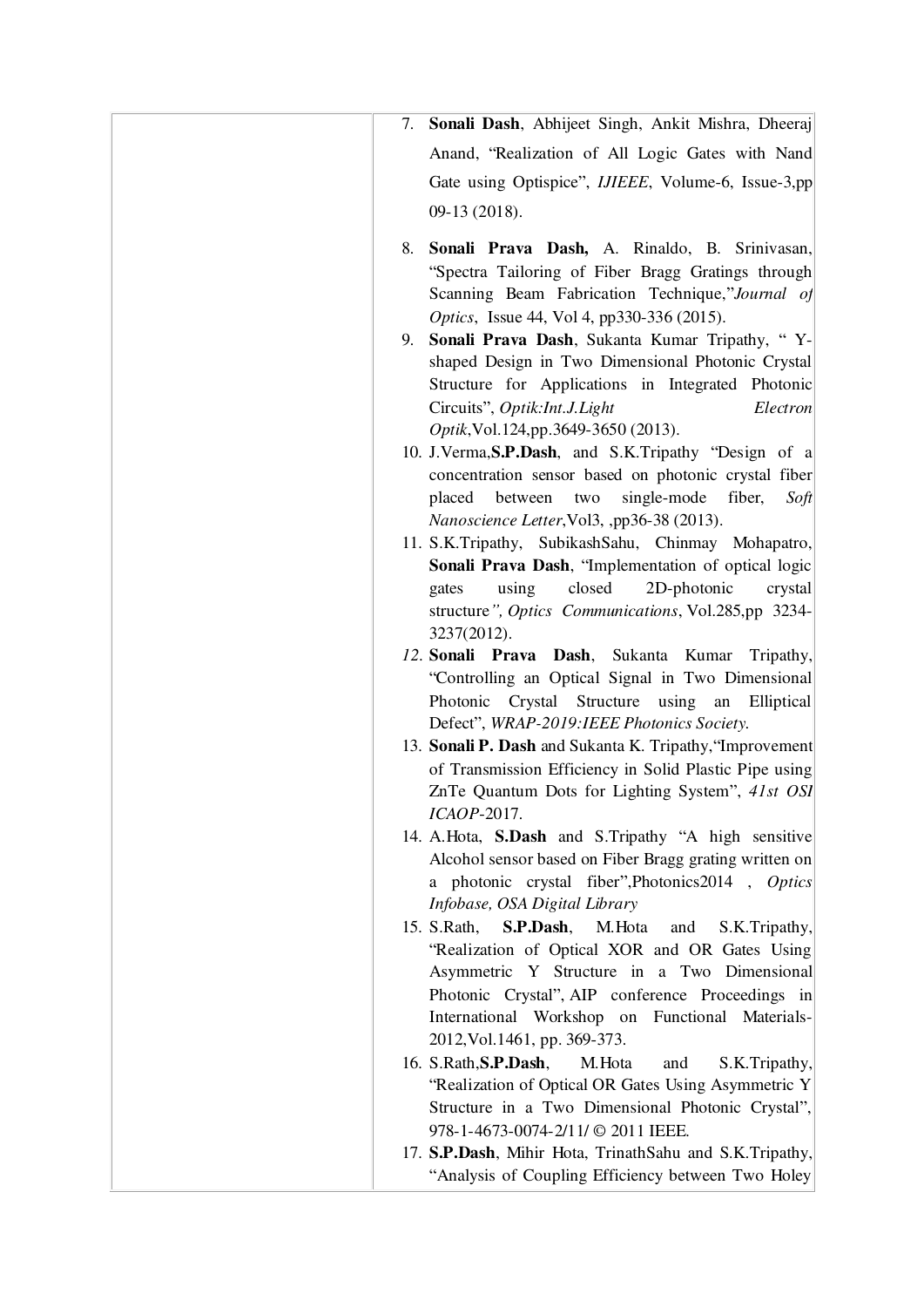7. **Sonali Dash**, Abhijeet Singh, Ankit Mishra, Dheeraj Anand, "Realization of All Logic Gates with Nand Gate using Optispice", *IJIEEE*, Volume-6, Issue-3,pp 09-13 (2018).
8. **Sonali Prava Dash,** A. Rinaldo, B. Srinivasan, "Spectra Tailoring of Fiber Bragg Gratings through Scanning Beam Fabrication Technique,"*Journal of Optics*, Issue 44, Vol 4, pp330-336 (2015).
9. **Sonali Prava Dash**, Sukanta Kumar Tripathy, " Y-shaped Design in Two Dimensional Photonic Crystal Structure for Applications in Integrated Photonic Circuits", *Optik:Int.J.Light Electron Optik*,Vol.124,pp.3649-3650 (2013).
10. J.Verma,**S.P.Dash**, and S.K.Tripathy "Design of a concentration sensor based on photonic crystal fiber placed between two single-mode fiber, *Soft Nanoscience Letter*,Vol3, ,pp36-38 (2013).
11. S.K.Tripathy, SubikashSahu, Chinmay Mohapatro, **Sonali Prava Dash**, "Implementation of optical logic gates using closed 2D-photonic crystal structure*", Optics Communications*, Vol.285,pp 3234-3237(2012).
12. **Sonali Prava Dash**, Sukanta Kumar Tripathy, "Controlling an Optical Signal in Two Dimensional Photonic Crystal Structure using an Elliptical Defect", *WRAP-2019:IEEE Photonics Society.*
13. **Sonali P. Dash** and Sukanta K. Tripathy,"Improvement of Transmission Efficiency in Solid Plastic Pipe using ZnTe Quantum Dots for Lighting System", *41st OSI ICAOP*-2017.
14. A.Hota, **S.Dash** and S.Tripathy "A high sensitive Alcohol sensor based on Fiber Bragg grating written on a photonic crystal fiber",Photonics2014 , *Optics Infobase, OSA Digital Library*
15. S.Rath, **S.P.Dash**, M.Hota and S.K.Tripathy, "Realization of Optical XOR and OR Gates Using Asymmetric Y Structure in a Two Dimensional Photonic Crystal", AIP conference Proceedings in International Workshop on Functional Materials-2012,Vol.1461, pp. 369-373.
16. S.Rath,**S.P.Dash**, M.Hota and S.K.Tripathy, "Realization of Optical OR Gates Using Asymmetric Y Structure in a Two Dimensional Photonic Crystal", 978-1-4673-0074-2/11/ © 2011 IEEE.
17. **S.P.Dash**, Mihir Hota, TrinathSahu and S.K.Tripathy, "Analysis of Coupling Efficiency between Two Holey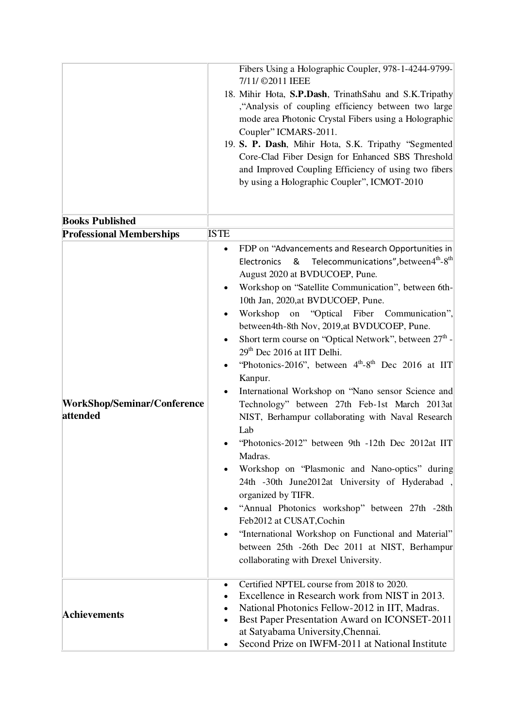| | |
|---|---|
| | Fibers Using a Holographic Coupler, 978-1-4244-9799-7/11/ ©2011 IEEE<br>18. Mihir Hota, **S.P.Dash**, TrinathSahu and S.K.Tripathy ,"Analysis of coupling efficiency between two large mode area Photonic Crystal Fibers using a Holographic Coupler" ICMARS-2011.<br>19. **S. P. Dash**, Mihir Hota, S.K. Tripathy "Segmented Core-Clad Fiber Design for Enhanced SBS Threshold and Improved Coupling Efficiency of using two fibers by using a Holographic Coupler", ICMOT-2010 |
| **Books Published** | |
| **Professional Memberships** | ISTE |
| **WorkShop/Seminar/Conference attended** | • FDP on "Advancements and Research Opportunities in Electronics & Telecommunications",between4th-8th August 2020 at BVDUCOEP, Pune.<br>• Workshop on "Satellite Communication", between 6th-10th Jan, 2020,at BVDUCOEP, Pune.<br>• Workshop on "Optical Fiber Communication", between4th-8th Nov, 2019,at BVDUCOEP, Pune.<br>• Short term course on "Optical Network", between 27th - 29th Dec 2016 at IIT Delhi.<br>• "Photonics-2016", between 4th-8th Dec 2016 at IIT Kanpur.<br>• International Workshop on "Nano sensor Science and Technology" between 27th Feb-1st March 2013at NIST, Berhampur collaborating with Naval Research Lab<br>• "Photonics-2012" between 9th -12th Dec 2012at IIT Madras.<br>• Workshop on "Plasmonic and Nano-optics" during 24th -30th June2012at University of Hyderabad , organized by TIFR.<br>• "Annual Photonics workshop" between 27th -28th Feb2012 at CUSAT,Cochin<br>• "International Workshop on Functional and Material" between 25th -26th Dec 2011 at NIST, Berhampur collaborating with Drexel University. |
| **Achievements** | • Certified NPTEL course from 2018 to 2020.<br>• Excellence in Research work from NIST in 2013.<br>• National Photonics Fellow-2012 in IIT, Madras.<br>• Best Paper Presentation Award on ICONSET-2011 at Satyabama University,Chennai.<br>• Second Prize on IWFM-2011 at National Institute |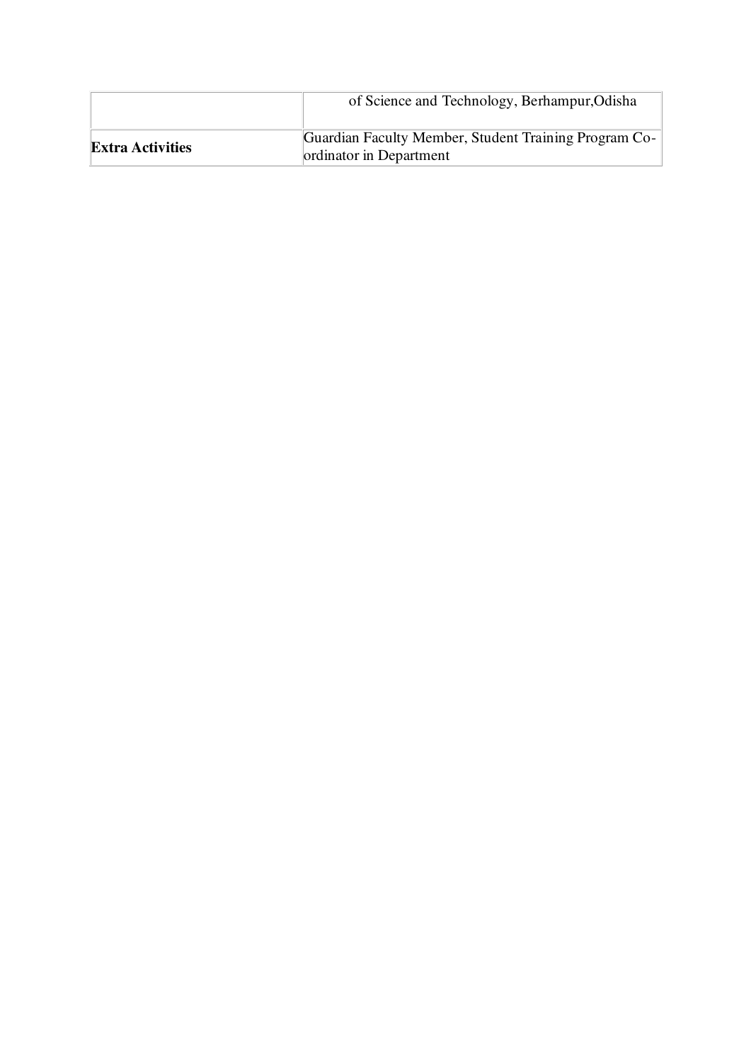| | |
|---|---|
| | of Science and Technology, Berhampur,Odisha |
| **Extra Activities** | Guardian Faculty Member, Student Training Program Co-ordinator in Department |